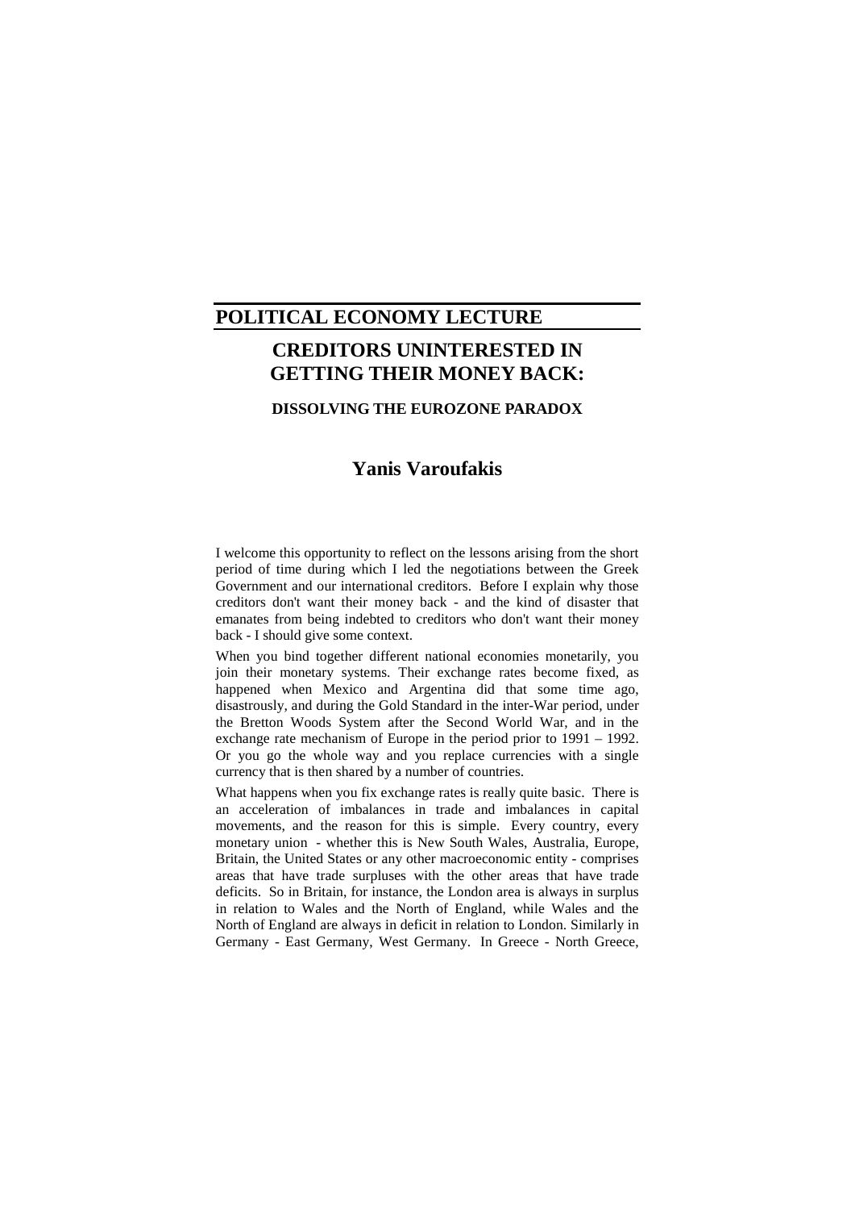## POLITICAL ECONOMY LECTURE

# CREDITORS UNINTERESTED IN GETTING THEIR MONEY BACK:

### DISSOLVING THE EUROZONE PARADOX

## Yanis Varoufakis

I welcome this opportunity to reflect on the lessons arising from the short period of time during which I led the negotiations between the Greek Government and our international creditors. Before I explain why those creditors don't want their money back - and the kind of disaster that emanates from being indebted to creditors who don't want their money back - I should give some context.

When you bind together different national economies monetarily, you join their monetary systems. Their exchange rates become fixed, as happened when Mexico and Argentina did that some time ago, disastrously, and during the Gold Standard in the inter-War period, under the Bretton Woods System after the Second World War, and in the exchange rate mechanism of Europe in the period prior to 1991 – 1992. Or you go the whole way and you replace currencies with a single currency that is then shared by a number of countries.

What happens when you fix exchange rates is really quite basic. There is an acceleration of imbalances in trade and imbalances in capital movements, and the reason for this is simple. Every country, every monetary union - whether this is New South Wales, Australia, Europe, Britain, the United States or any other macroeconomic entity - comprises areas that have trade surpluses with the other areas that have trade deficits. So in Britain, for instance, the London area is always in surplus in relation to Wales and the North of England, while Wales and the North of England are always in deficit in relation to London. Similarly in Germany - East Germany, West Germany. In Greece - North Greece,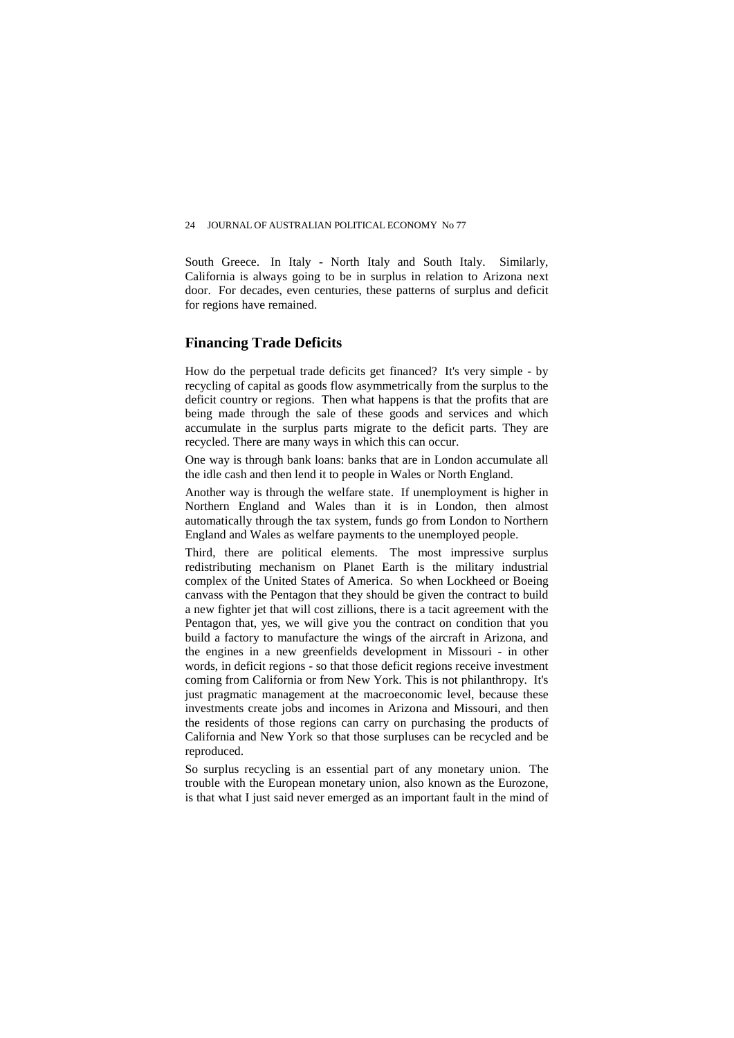South Greece. In Italy - North Italy and South Italy. Similarly, California is always going to be in surplus in relation to Arizona next door. For decades, even centuries, these patterns of surplus and deficit for regions have remained.

## Financing Trade Deficits

How do the perpetual trade deficits get financed? It's very simple - by recycling of capital as goods flow asymmetrically from the surplus to the deficit country or regions. Then what happens is that the profits that are being made through the sale of these goods and services and which accumulate in the surplus parts migrate to the deficit parts. They are recycled. There are many ways in which this can occur.

One way is through bank loans: banks that are in London accumulate all the idle cash and then lend it to people in Wales or North England.

Another way is through the welfare state. If unemployment is higher in Northern England and Wales than it is in London, then almost automatically through the tax system, funds go from London to Northern England and Wales as welfare payments to the unemployed people.

Third, there are political elements. The most impressive surplus redistributing mechanism on Planet Earth is the military industrial complex of the United States of America. So when Lockheed or Boeing canvass with the Pentagon that they should be given the contract to build a new fighter jet that will cost zillions, there is a tacit agreement with the Pentagon that, yes, we will give you the contract on condition that you build a factory to manufacture the wings of the aircraft in Arizona, and the engines in a new greenfields development in Missouri - in other words, in deficit regions - so that those deficit regions receive investment coming from California or from New York. This is not philanthropy. It's just pragmatic management at the macroeconomic level, because these investments create jobs and incomes in Arizona and Missouri, and then the residents of those regions can carry on purchasing the products of California and New York so that those surpluses can be recycled and be reproduced.

So surplus recycling is an essential part of any monetary union. The trouble with the European monetary union, also known as the Eurozone, is that what I just said never emerged as an important fault in the mind of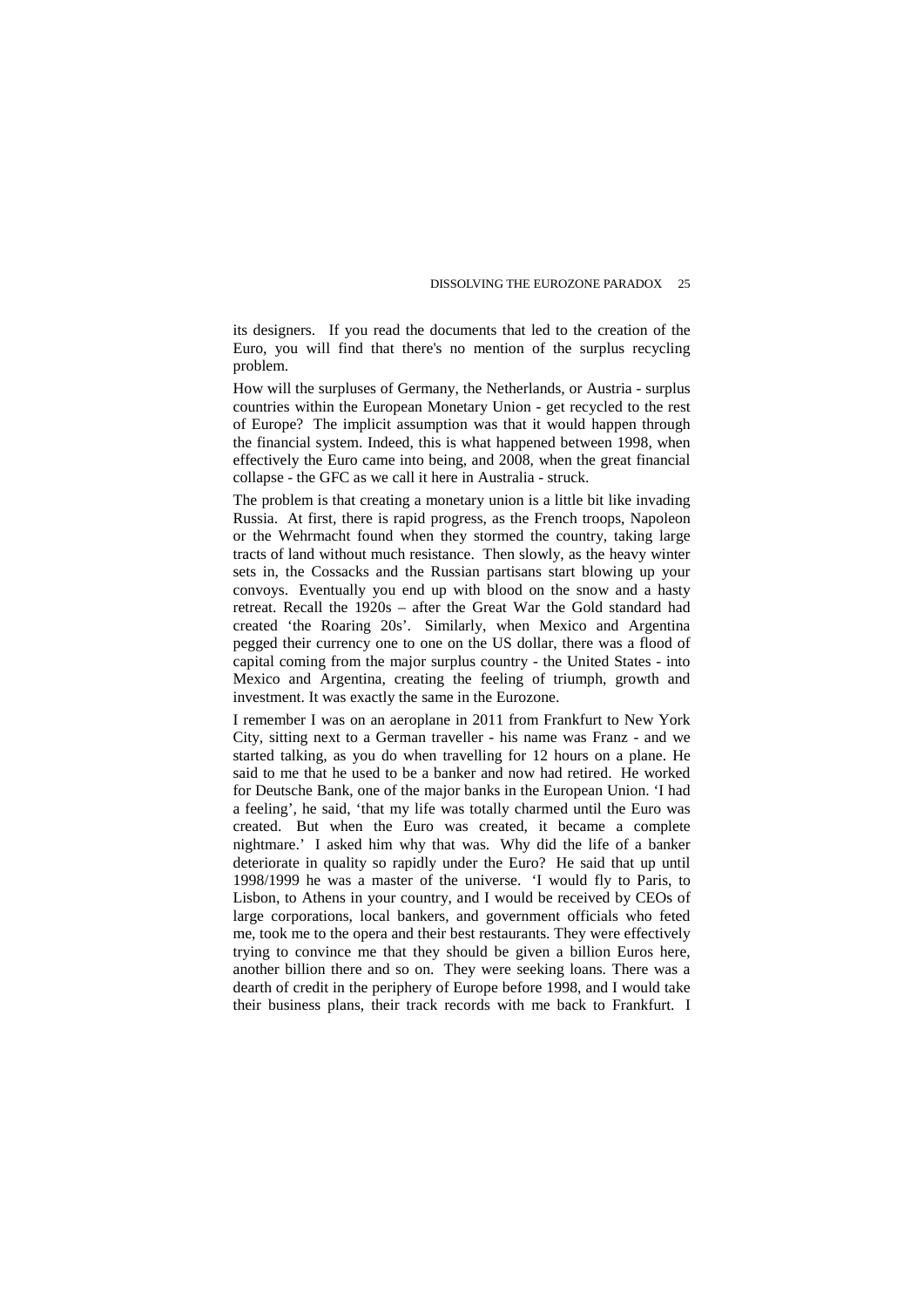its designers. If you read the documents that led to the creation of the Euro, you will find that there's no mention of the surplus recycling problem.

How will the surpluses of Germany, the Netherlands, or Austria - surplus countries within the European Monetary Union - get recycled to the rest of Europe? The implicit assumption was that it would happen through the financial system. Indeed, this is what happened between 1998, when effectively the Euro came into being, and 2008, when the great financial collapse - the GFC as we call it here in Australia - struck.

The problem is that creating a monetary union is a little bit like invading Russia. At first, there is rapid progress, as the French troops, Napoleon or the Wehrmacht found when they stormed the country, taking large tracts of land without much resistance. Then slowly, as the heavy winter sets in, the Cossacks and the Russian partisans start blowing up your convoys. Eventually you end up with blood on the snow and a hasty retreat. Recall the 1920s – after the Great War the Gold standard had created 'the Roaring 20s'. Similarly, when Mexico and Argentina pegged their currency one to one on the US dollar, there was a flood of capital coming from the major surplus country - the United States - into Mexico and Argentina, creating the feeling of triumph, growth and investment. It was exactly the same in the Eurozone.

I remember I was on an aeroplane in 2011 from Frankfurt to New York City, sitting next to a German traveller - his name was Franz - and we started talking, as you do when travelling for 12 hours on a plane. He said to me that he used to be a banker and now had retired. He worked for Deutsche Bank, one of the major banks in the European Union. 'I had a feeling', he said, 'that my life was totally charmed until the Euro was created. But when the Euro was created, it became a complete nightmare.' I asked him why that was. Why did the life of a banker deteriorate in quality so rapidly under the Euro? He said that up until 1998/1999 he was a master of the universe. 'I would fly to Paris, to Lisbon, to Athens in your country, and I would be received by CEOs of large corporations, local bankers, and government officials who feted me, took me to the opera and their best restaurants. They were effectively trying to convince me that they should be given a billion Euros here, another billion there and so on. They were seeking loans. There was a dearth of credit in the periphery of Europe before 1998, and I would take their business plans, their track records with me back to Frankfurt. I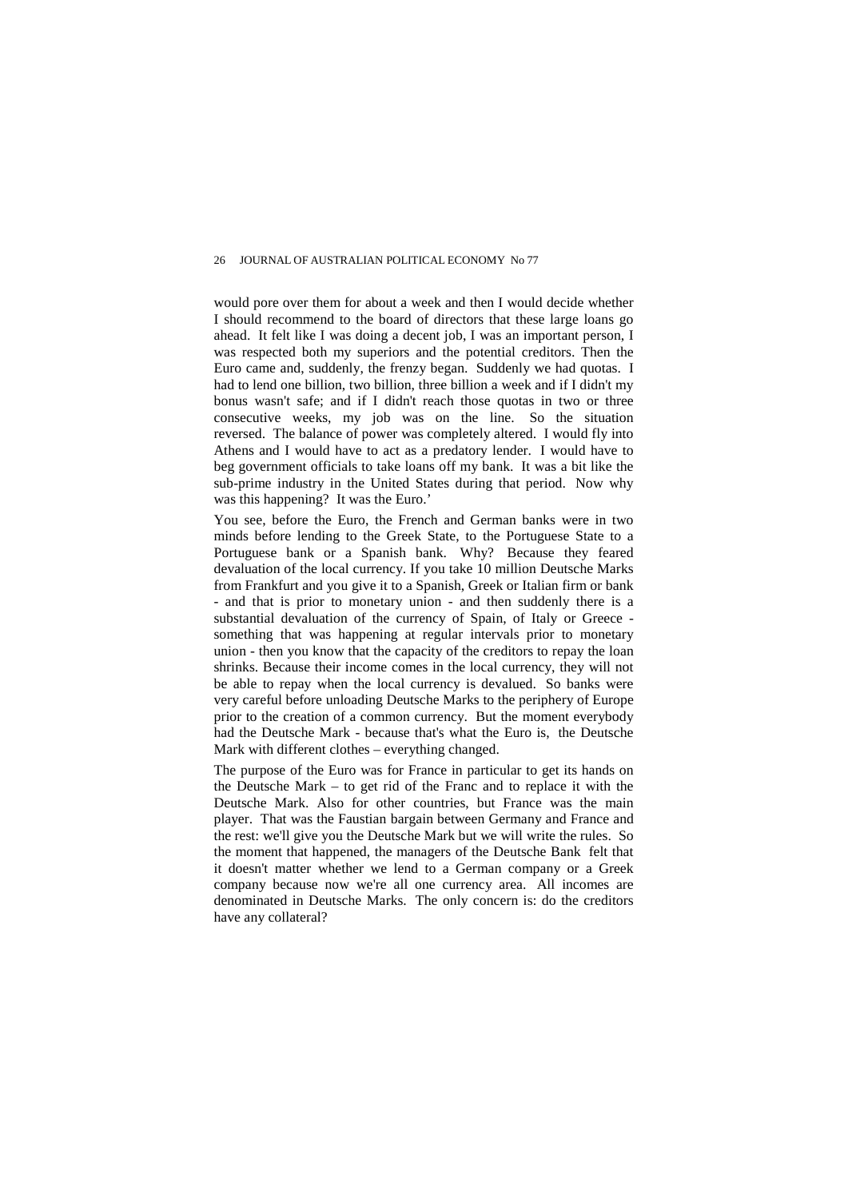would pore over them for about a week and then I would decide whether I should recommend to the board of directors that these large loans go ahead. It felt like I was doing a decent job, I was an important person, I was respected both my superiors and the potential creditors. Then the Euro came and, suddenly, the frenzy began. Suddenly we had quotas. I had to lend one billion, two billion, three billion a week and if I didn't my bonus wasn't safe; and if I didn't reach those quotas in two or three consecutive weeks, my job was on the line. So the situation reversed. The balance of power was completely altered. I would fly into Athens and I would have to act as a predatory lender. I would have to beg government officials to take loans off my bank. It was a bit like the sub-prime industry in the United States during that period. Now why was this happening? It was the Euro.'

You see, before the Euro, the French and German banks were in two minds before lending to the Greek State, to the Portuguese State to a Portuguese bank or a Spanish bank. Why? Because they feared devaluation of the local currency. If you take 10 million Deutsche Marks from Frankfurt and you give it to a Spanish, Greek or Italian firm or bank - and that is prior to monetary union - and then suddenly there is a substantial devaluation of the currency of Spain, of Italy or Greece - something that was happening at regular intervals prior to monetary union - then you know that the capacity of the creditors to repay the loan shrinks. Because their income comes in the local currency, they will not be able to repay when the local currency is devalued. So banks were very careful before unloading Deutsche Marks to the periphery of Europe prior to the creation of a common currency. But the moment everybody had the Deutsche Mark - because that's what the Euro is, the Deutsche Mark with different clothes – everything changed.

The purpose of the Euro was for France in particular to get its hands on the Deutsche Mark – to get rid of the Franc and to replace it with the Deutsche Mark. Also for other countries, but France was the main player. That was the Faustian bargain between Germany and France and the rest: we'll give you the Deutsche Mark but we will write the rules. So the moment that happened, the managers of the Deutsche Bank felt that it doesn't matter whether we lend to a German company or a Greek company because now we're all one currency area. All incomes are denominated in Deutsche Marks. The only concern is: do the creditors have any collateral?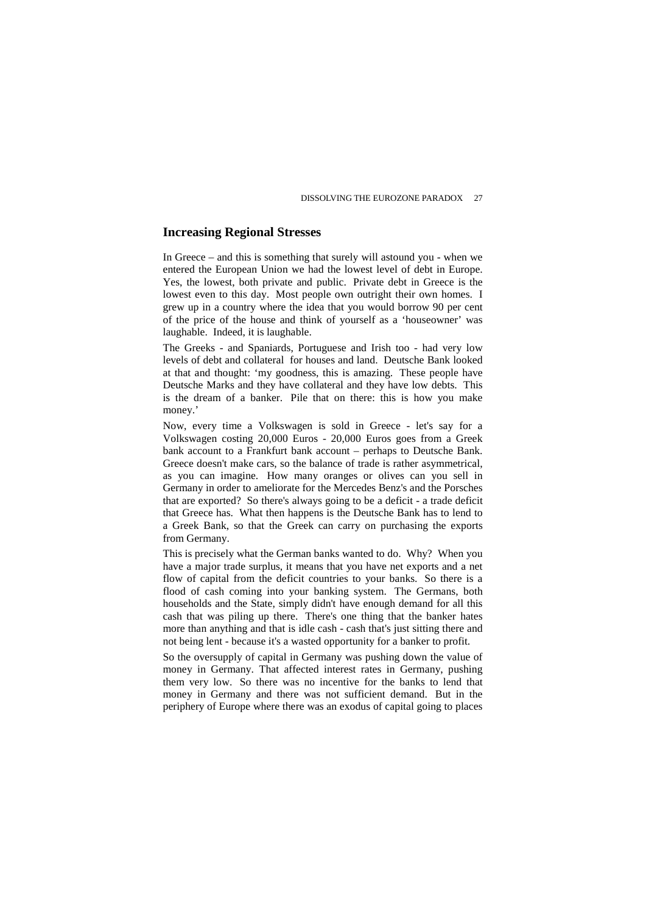## Increasing Regional Stresses

In Greece – and this is something that surely will astound you - when we entered the European Union we had the lowest level of debt in Europe. Yes, the lowest, both private and public. Private debt in Greece is the lowest even to this day. Most people own outright their own homes. I grew up in a country where the idea that you would borrow 90 per cent of the price of the house and think of yourself as a 'houseowner' was laughable. Indeed, it is laughable.

The Greeks - and Spaniards, Portuguese and Irish too - had very low levels of debt and collateral for houses and land. Deutsche Bank looked at that and thought: 'my goodness, this is amazing. These people have Deutsche Marks and they have collateral and they have low debts. This is the dream of a banker. Pile that on there: this is how you make money.'

Now, every time a Volkswagen is sold in Greece - let's say for a Volkswagen costing 20,000 Euros - 20,000 Euros goes from a Greek bank account to a Frankfurt bank account – perhaps to Deutsche Bank. Greece doesn't make cars, so the balance of trade is rather asymmetrical, as you can imagine. How many oranges or olives can you sell in Germany in order to ameliorate for the Mercedes Benz's and the Porsches that are exported? So there's always going to be a deficit - a trade deficit that Greece has. What then happens is the Deutsche Bank has to lend to a Greek Bank, so that the Greek can carry on purchasing the exports from Germany.

This is precisely what the German banks wanted to do. Why? When you have a major trade surplus, it means that you have net exports and a net flow of capital from the deficit countries to your banks. So there is a flood of cash coming into your banking system. The Germans, both households and the State, simply didn't have enough demand for all this cash that was piling up there. There's one thing that the banker hates more than anything and that is idle cash - cash that's just sitting there and not being lent - because it's a wasted opportunity for a banker to profit.

So the oversupply of capital in Germany was pushing down the value of money in Germany. That affected interest rates in Germany, pushing them very low. So there was no incentive for the banks to lend that money in Germany and there was not sufficient demand. But in the periphery of Europe where there was an exodus of capital going to places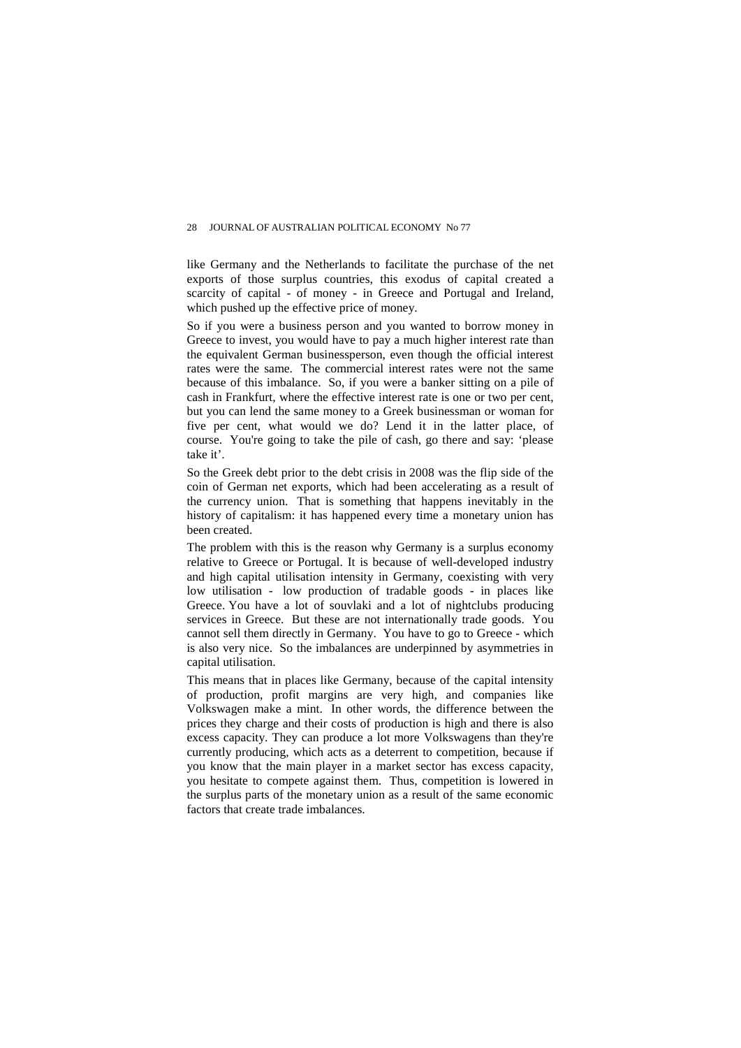like Germany and the Netherlands to facilitate the purchase of the net exports of those surplus countries, this exodus of capital created a scarcity of capital - of money - in Greece and Portugal and Ireland, which pushed up the effective price of money.

So if you were a business person and you wanted to borrow money in Greece to invest, you would have to pay a much higher interest rate than the equivalent German businessperson, even though the official interest rates were the same. The commercial interest rates were not the same because of this imbalance. So, if you were a banker sitting on a pile of cash in Frankfurt, where the effective interest rate is one or two per cent, but you can lend the same money to a Greek businessman or woman for five per cent, what would we do? Lend it in the latter place, of course. You're going to take the pile of cash, go there and say: 'please take it'.

So the Greek debt prior to the debt crisis in 2008 was the flip side of the coin of German net exports, which had been accelerating as a result of the currency union. That is something that happens inevitably in the history of capitalism: it has happened every time a monetary union has been created.

The problem with this is the reason why Germany is a surplus economy relative to Greece or Portugal. It is because of well-developed industry and high capital utilisation intensity in Germany, coexisting with very low utilisation - low production of tradable goods - in places like Greece. You have a lot of souvlaki and a lot of nightclubs producing services in Greece. But these are not internationally trade goods. You cannot sell them directly in Germany. You have to go to Greece - which is also very nice. So the imbalances are underpinned by asymmetries in capital utilisation.

This means that in places like Germany, because of the capital intensity of production, profit margins are very high, and companies like Volkswagen make a mint. In other words, the difference between the prices they charge and their costs of production is high and there is also excess capacity. They can produce a lot more Volkswagens than they're currently producing, which acts as a deterrent to competition, because if you know that the main player in a market sector has excess capacity, you hesitate to compete against them. Thus, competition is lowered in the surplus parts of the monetary union as a result of the same economic factors that create trade imbalances.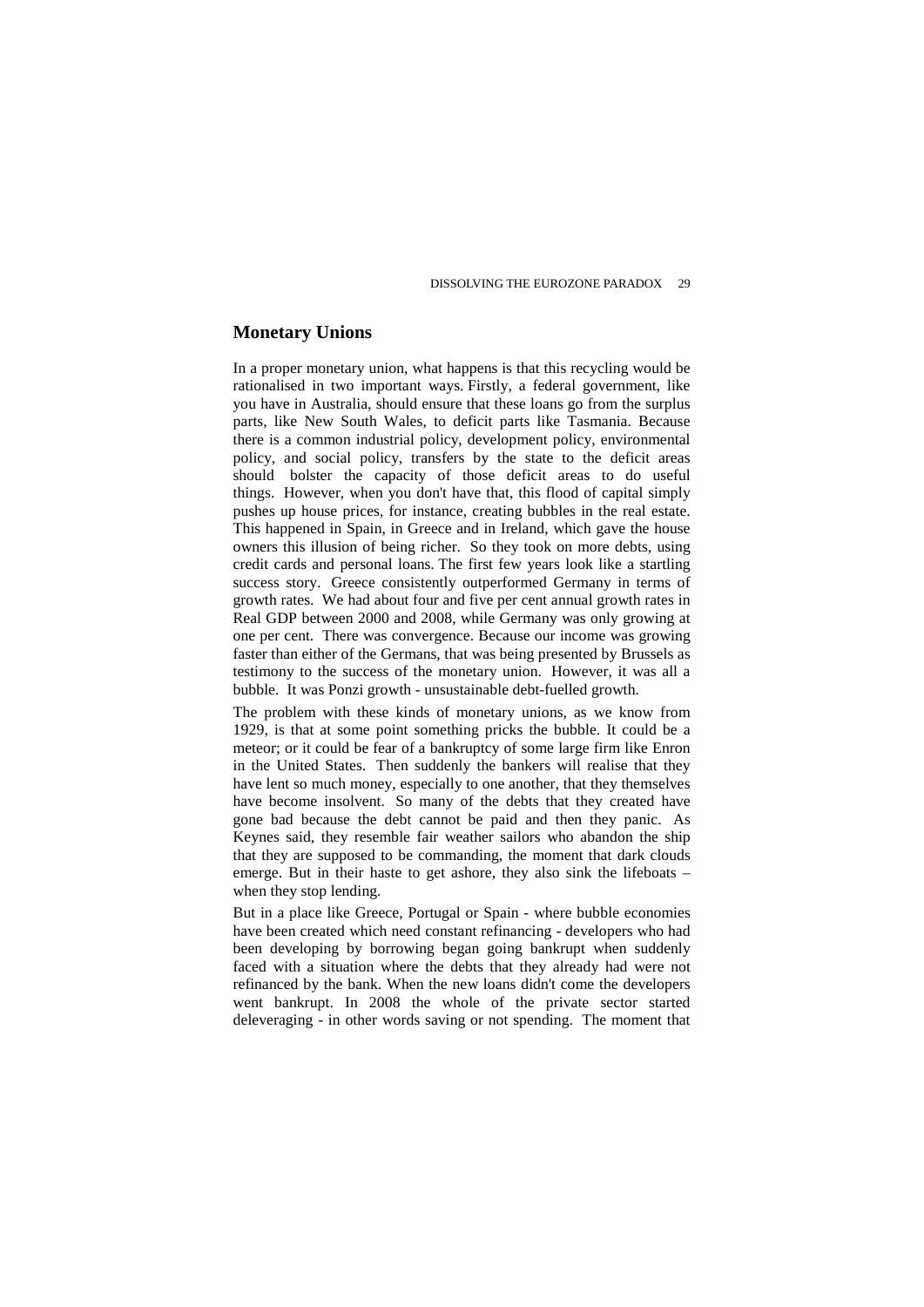## Monetary Unions

In a proper monetary union, what happens is that this recycling would be rationalised in two important ways. Firstly, a federal government, like you have in Australia, should ensure that these loans go from the surplus parts, like New South Wales, to deficit parts like Tasmania. Because there is a common industrial policy, development policy, environmental policy, and social policy, transfers by the state to the deficit areas should bolster the capacity of those deficit areas to do useful things. However, when you don't have that, this flood of capital simply pushes up house prices, for instance, creating bubbles in the real estate. This happened in Spain, in Greece and in Ireland, which gave the house owners this illusion of being richer. So they took on more debts, using credit cards and personal loans. The first few years look like a startling success story. Greece consistently outperformed Germany in terms of growth rates. We had about four and five per cent annual growth rates in Real GDP between 2000 and 2008, while Germany was only growing at one per cent. There was convergence. Because our income was growing faster than either of the Germans, that was being presented by Brussels as testimony to the success of the monetary union. However, it was all a bubble. It was Ponzi growth - unsustainable debt-fuelled growth.

The problem with these kinds of monetary unions, as we know from 1929, is that at some point something pricks the bubble. It could be a meteor; or it could be fear of a bankruptcy of some large firm like Enron in the United States. Then suddenly the bankers will realise that they have lent so much money, especially to one another, that they themselves have become insolvent. So many of the debts that they created have gone bad because the debt cannot be paid and then they panic. As Keynes said, they resemble fair weather sailors who abandon the ship that they are supposed to be commanding, the moment that dark clouds emerge. But in their haste to get ashore, they also sink the lifeboats – when they stop lending.

But in a place like Greece, Portugal or Spain - where bubble economies have been created which need constant refinancing - developers who had been developing by borrowing began going bankrupt when suddenly faced with a situation where the debts that they already had were not refinanced by the bank. When the new loans didn't come the developers went bankrupt. In 2008 the whole of the private sector started deleveraging - in other words saving or not spending. The moment that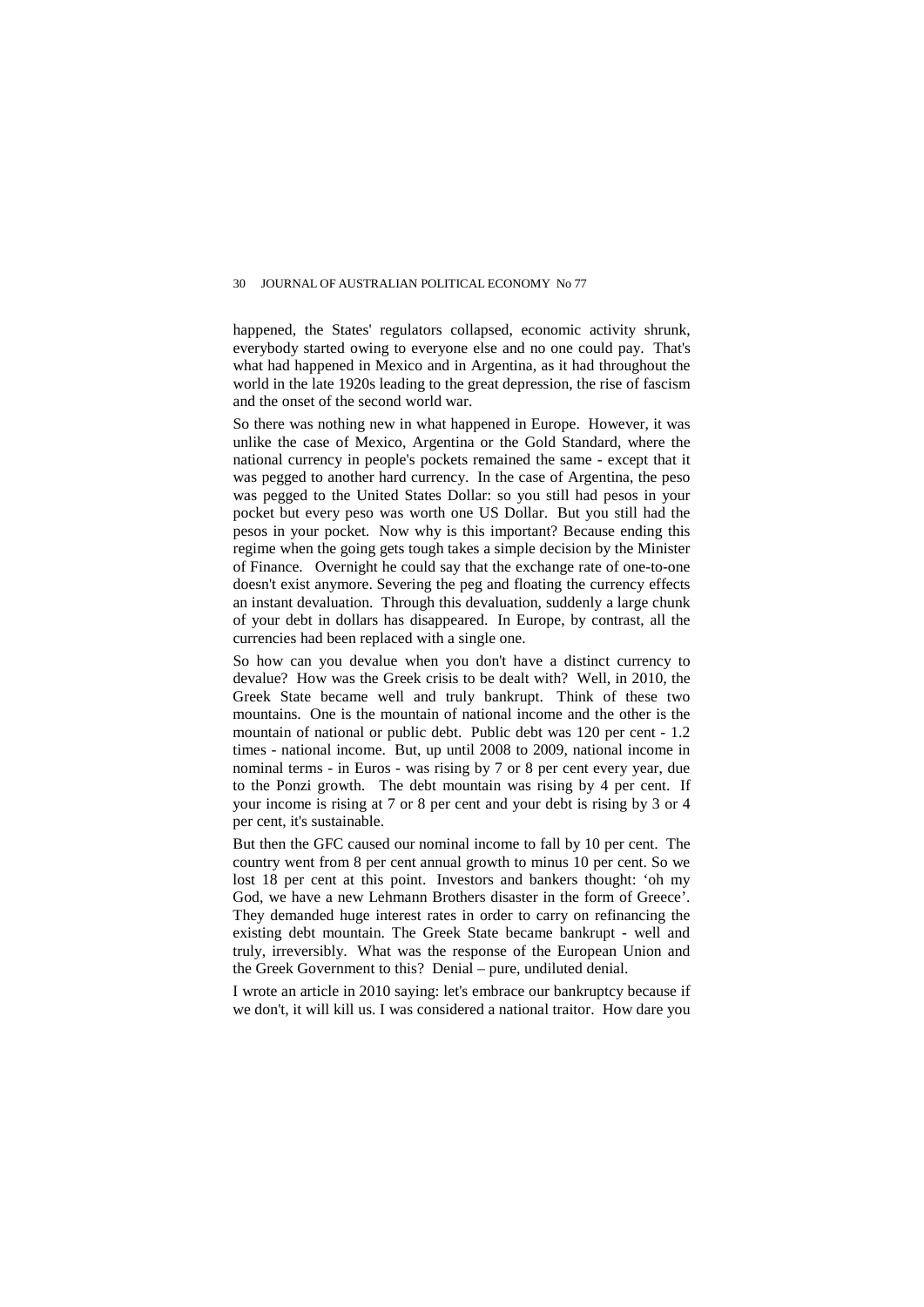happened, the States' regulators collapsed, economic activity shrunk, everybody started owing to everyone else and no one could pay. That's what had happened in Mexico and in Argentina, as it had throughout the world in the late 1920s leading to the great depression, the rise of fascism and the onset of the second world war.

So there was nothing new in what happened in Europe. However, it was unlike the case of Mexico, Argentina or the Gold Standard, where the national currency in people's pockets remained the same - except that it was pegged to another hard currency. In the case of Argentina, the peso was pegged to the United States Dollar: so you still had pesos in your pocket but every peso was worth one US Dollar. But you still had the pesos in your pocket. Now why is this important? Because ending this regime when the going gets tough takes a simple decision by the Minister of Finance. Overnight he could say that the exchange rate of one-to-one doesn't exist anymore. Severing the peg and floating the currency effects an instant devaluation. Through this devaluation, suddenly a large chunk of your debt in dollars has disappeared. In Europe, by contrast, all the currencies had been replaced with a single one.

So how can you devalue when you don't have a distinct currency to devalue? How was the Greek crisis to be dealt with? Well, in 2010, the Greek State became well and truly bankrupt. Think of these two mountains. One is the mountain of national income and the other is the mountain of national or public debt. Public debt was 120 per cent - 1.2 times - national income. But, up until 2008 to 2009, national income in nominal terms - in Euros - was rising by 7 or 8 per cent every year, due to the Ponzi growth. The debt mountain was rising by 4 per cent. If your income is rising at 7 or 8 per cent and your debt is rising by 3 or 4 per cent, it's sustainable.

But then the GFC caused our nominal income to fall by 10 per cent. The country went from 8 per cent annual growth to minus 10 per cent. So we lost 18 per cent at this point. Investors and bankers thought: 'oh my God, we have a new Lehmann Brothers disaster in the form of Greece'. They demanded huge interest rates in order to carry on refinancing the existing debt mountain. The Greek State became bankrupt - well and truly, irreversibly. What was the response of the European Union and the Greek Government to this? Denial – pure, undiluted denial.

I wrote an article in 2010 saying: let's embrace our bankruptcy because if we don't, it will kill us. I was considered a national traitor. How dare you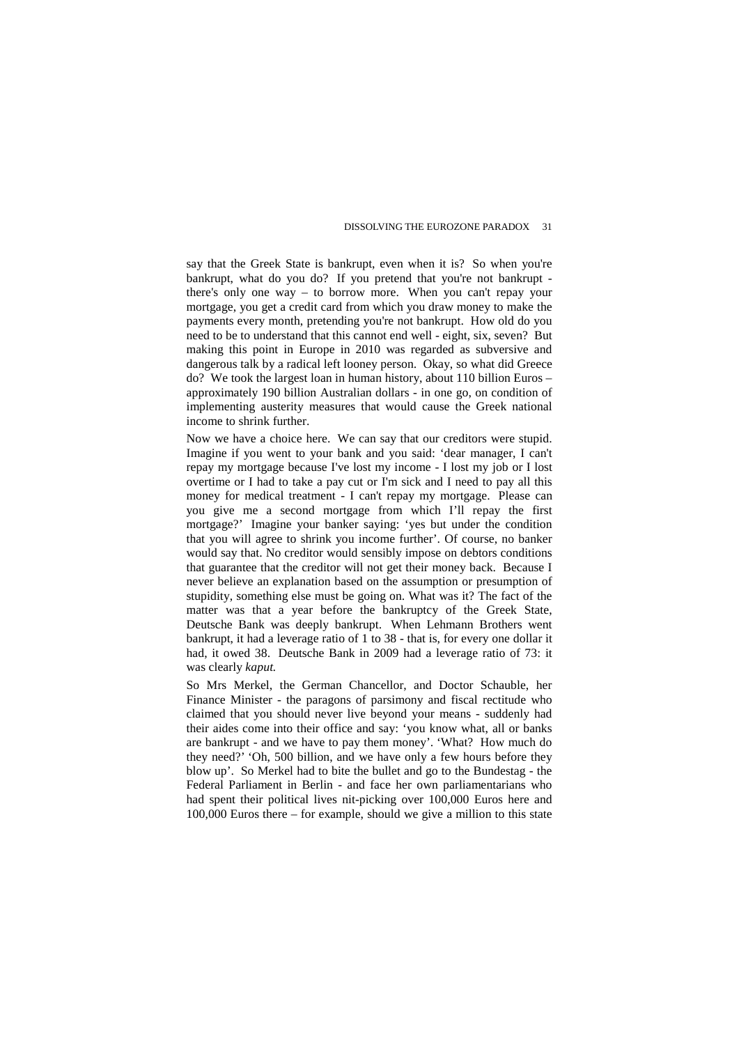say that the Greek State is bankrupt, even when it is? So when you're bankrupt, what do you do? If you pretend that you're not bankrupt - there's only one way – to borrow more. When you can't repay your mortgage, you get a credit card from which you draw money to make the payments every month, pretending you're not bankrupt. How old do you need to be to understand that this cannot end well - eight, six, seven? But making this point in Europe in 2010 was regarded as subversive and dangerous talk by a radical left looney person. Okay, so what did Greece do? We took the largest loan in human history, about 110 billion Euros – approximately 190 billion Australian dollars - in one go, on condition of implementing austerity measures that would cause the Greek national income to shrink further.

Now we have a choice here. We can say that our creditors were stupid. Imagine if you went to your bank and you said: 'dear manager, I can't repay my mortgage because I've lost my income - I lost my job or I lost overtime or I had to take a pay cut or I'm sick and I need to pay all this money for medical treatment - I can't repay my mortgage. Please can you give me a second mortgage from which I'll repay the first mortgage?' Imagine your banker saying: 'yes but under the condition that you will agree to shrink you income further'. Of course, no banker would say that. No creditor would sensibly impose on debtors conditions that guarantee that the creditor will not get their money back. Because I never believe an explanation based on the assumption or presumption of stupidity, something else must be going on. What was it? The fact of the matter was that a year before the bankruptcy of the Greek State, Deutsche Bank was deeply bankrupt. When Lehmann Brothers went bankrupt, it had a leverage ratio of 1 to 38 - that is, for every one dollar it had, it owed 38. Deutsche Bank in 2009 had a leverage ratio of 73: it was clearly *kaput.*

So Mrs Merkel, the German Chancellor, and Doctor Schauble, her Finance Minister - the paragons of parsimony and fiscal rectitude who claimed that you should never live beyond your means - suddenly had their aides come into their office and say: 'you know what, all or banks are bankrupt - and we have to pay them money'. 'What? How much do they need?' 'Oh, 500 billion, and we have only a few hours before they blow up'. So Merkel had to bite the bullet and go to the Bundestag - the Federal Parliament in Berlin - and face her own parliamentarians who had spent their political lives nit-picking over 100,000 Euros here and 100,000 Euros there – for example, should we give a million to this state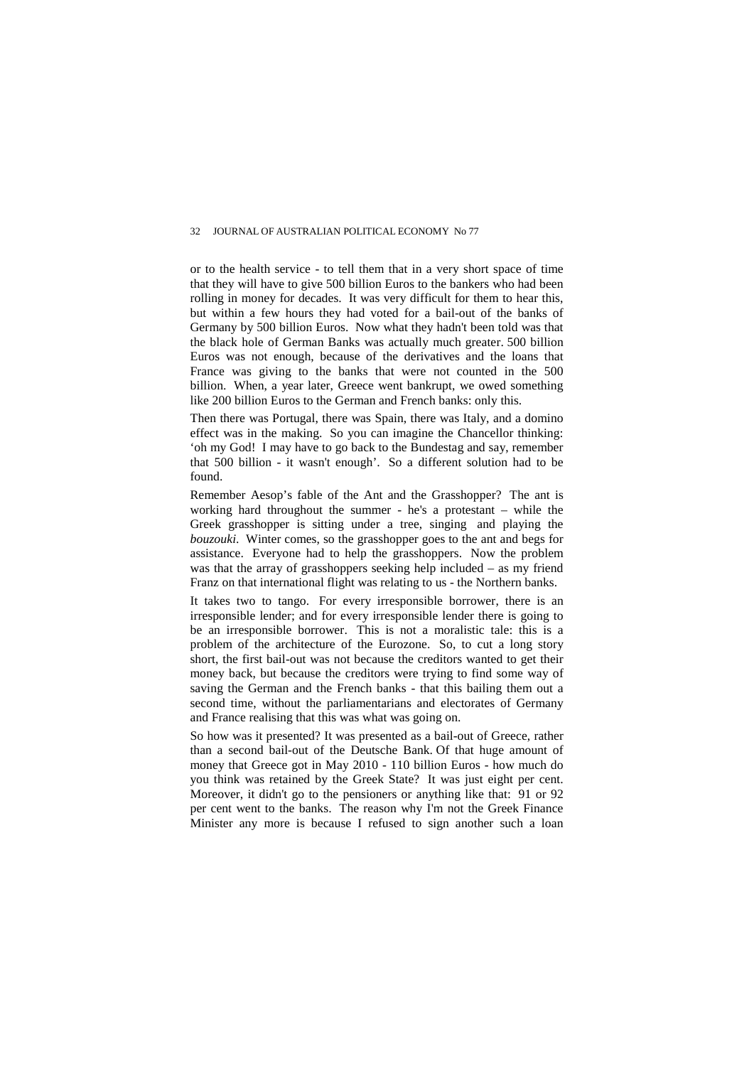or to the health service - to tell them that in a very short space of time that they will have to give 500 billion Euros to the bankers who had been rolling in money for decades. It was very difficult for them to hear this, but within a few hours they had voted for a bail-out of the banks of Germany by 500 billion Euros. Now what they hadn't been told was that the black hole of German Banks was actually much greater. 500 billion Euros was not enough, because of the derivatives and the loans that France was giving to the banks that were not counted in the 500 billion. When, a year later, Greece went bankrupt, we owed something like 200 billion Euros to the German and French banks: only this.

Then there was Portugal, there was Spain, there was Italy, and a domino effect was in the making. So you can imagine the Chancellor thinking: 'oh my God! I may have to go back to the Bundestag and say, remember that 500 billion - it wasn't enough'. So a different solution had to be found.

Remember Aesop's fable of the Ant and the Grasshopper? The ant is working hard throughout the summer - he's a protestant – while the Greek grasshopper is sitting under a tree, singing and playing the *bouzouki*. Winter comes, so the grasshopper goes to the ant and begs for assistance. Everyone had to help the grasshoppers. Now the problem was that the array of grasshoppers seeking help included – as my friend Franz on that international flight was relating to us - the Northern banks.

It takes two to tango. For every irresponsible borrower, there is an irresponsible lender; and for every irresponsible lender there is going to be an irresponsible borrower. This is not a moralistic tale: this is a problem of the architecture of the Eurozone. So, to cut a long story short, the first bail-out was not because the creditors wanted to get their money back, but because the creditors were trying to find some way of saving the German and the French banks - that this bailing them out a second time, without the parliamentarians and electorates of Germany and France realising that this was what was going on.

So how was it presented? It was presented as a bail-out of Greece, rather than a second bail-out of the Deutsche Bank. Of that huge amount of money that Greece got in May 2010 - 110 billion Euros - how much do you think was retained by the Greek State? It was just eight per cent. Moreover, it didn't go to the pensioners or anything like that: 91 or 92 per cent went to the banks. The reason why I'm not the Greek Finance Minister any more is because I refused to sign another such a loan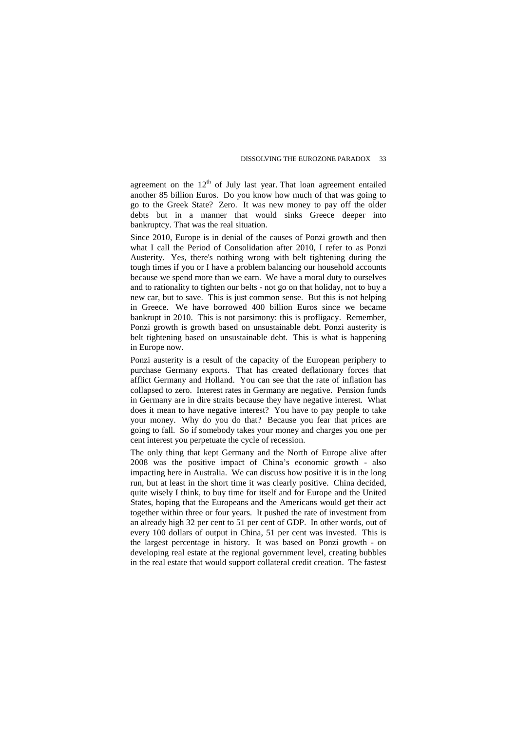agreement on the 12th of July last year. That loan agreement entailed another 85 billion Euros. Do you know how much of that was going to go to the Greek State? Zero. It was new money to pay off the older debts but in a manner that would sinks Greece deeper into bankruptcy. That was the real situation.

Since 2010, Europe is in denial of the causes of Ponzi growth and then what I call the Period of Consolidation after 2010, I refer to as Ponzi Austerity. Yes, there's nothing wrong with belt tightening during the tough times if you or I have a problem balancing our household accounts because we spend more than we earn. We have a moral duty to ourselves and to rationality to tighten our belts - not go on that holiday, not to buy a new car, but to save. This is just common sense. But this is not helping in Greece. We have borrowed 400 billion Euros since we became bankrupt in 2010. This is not parsimony: this is profligacy. Remember, Ponzi growth is growth based on unsustainable debt. Ponzi austerity is belt tightening based on unsustainable debt. This is what is happening in Europe now.

Ponzi austerity is a result of the capacity of the European periphery to purchase Germany exports. That has created deflationary forces that afflict Germany and Holland. You can see that the rate of inflation has collapsed to zero. Interest rates in Germany are negative. Pension funds in Germany are in dire straits because they have negative interest. What does it mean to have negative interest? You have to pay people to take your money. Why do you do that? Because you fear that prices are going to fall. So if somebody takes your money and charges you one per cent interest you perpetuate the cycle of recession.

The only thing that kept Germany and the North of Europe alive after 2008 was the positive impact of China's economic growth - also impacting here in Australia. We can discuss how positive it is in the long run, but at least in the short time it was clearly positive. China decided, quite wisely I think, to buy time for itself and for Europe and the United States, hoping that the Europeans and the Americans would get their act together within three or four years. It pushed the rate of investment from an already high 32 per cent to 51 per cent of GDP. In other words, out of every 100 dollars of output in China, 51 per cent was invested. This is the largest percentage in history. It was based on Ponzi growth - on developing real estate at the regional government level, creating bubbles in the real estate that would support collateral credit creation. The fastest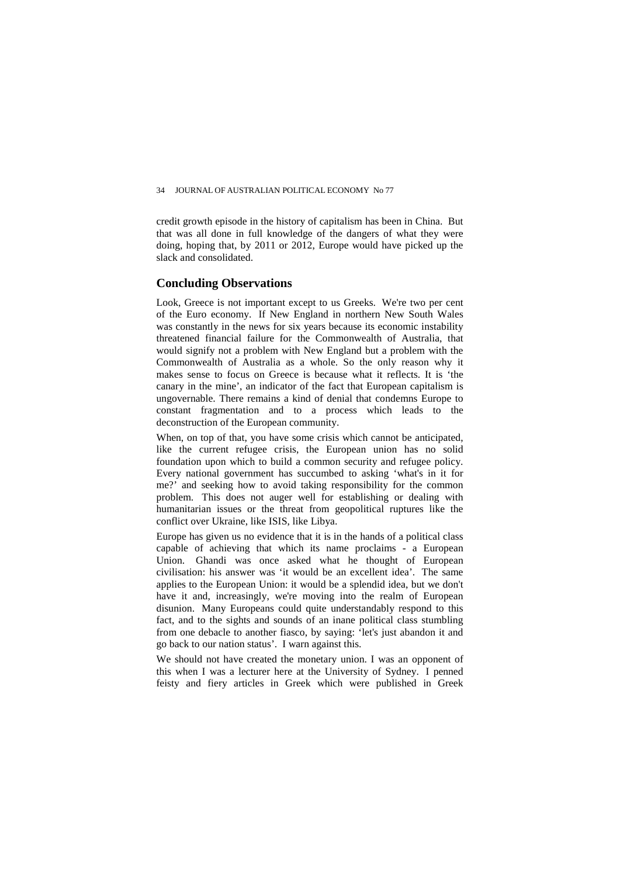credit growth episode in the history of capitalism has been in China. But that was all done in full knowledge of the dangers of what they were doing, hoping that, by 2011 or 2012, Europe would have picked up the slack and consolidated.

## Concluding Observations

Look, Greece is not important except to us Greeks. We're two per cent of the Euro economy. If New England in northern New South Wales was constantly in the news for six years because its economic instability threatened financial failure for the Commonwealth of Australia, that would signify not a problem with New England but a problem with the Commonwealth of Australia as a whole. So the only reason why it makes sense to focus on Greece is because what it reflects. It is 'the canary in the mine', an indicator of the fact that European capitalism is ungovernable. There remains a kind of denial that condemns Europe to constant fragmentation and to a process which leads to the deconstruction of the European community.

When, on top of that, you have some crisis which cannot be anticipated, like the current refugee crisis, the European union has no solid foundation upon which to build a common security and refugee policy. Every national government has succumbed to asking 'what's in it for me?' and seeking how to avoid taking responsibility for the common problem. This does not auger well for establishing or dealing with humanitarian issues or the threat from geopolitical ruptures like the conflict over Ukraine, like ISIS, like Libya.

Europe has given us no evidence that it is in the hands of a political class capable of achieving that which its name proclaims - a European Union. Ghandi was once asked what he thought of European civilisation: his answer was 'it would be an excellent idea'. The same applies to the European Union: it would be a splendid idea, but we don't have it and, increasingly, we're moving into the realm of European disunion. Many Europeans could quite understandably respond to this fact, and to the sights and sounds of an inane political class stumbling from one debacle to another fiasco, by saying: 'let's just abandon it and go back to our nation status'. I warn against this.

We should not have created the monetary union. I was an opponent of this when I was a lecturer here at the University of Sydney. I penned feisty and fiery articles in Greek which were published in Greek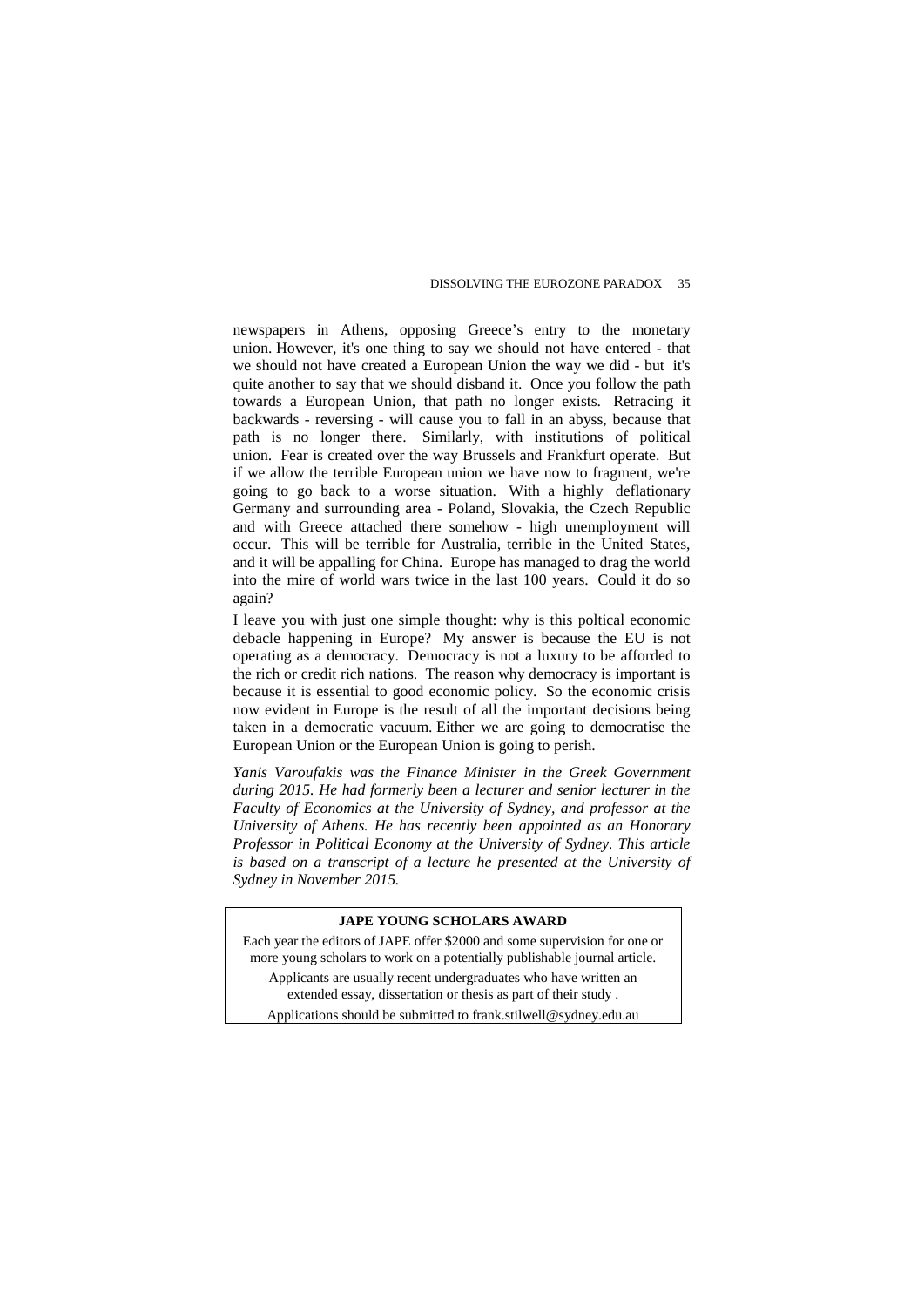newspapers in Athens, opposing Greece's entry to the monetary union. However, it's one thing to say we should not have entered - that we should not have created a European Union the way we did - but it's quite another to say that we should disband it. Once you follow the path towards a European Union, that path no longer exists. Retracing it backwards - reversing - will cause you to fall in an abyss, because that path is no longer there. Similarly, with institutions of political union. Fear is created over the way Brussels and Frankfurt operate. But if we allow the terrible European union we have now to fragment, we're going to go back to a worse situation. With a highly deflationary Germany and surrounding area - Poland, Slovakia, the Czech Republic and with Greece attached there somehow - high unemployment will occur. This will be terrible for Australia, terrible in the United States, and it will be appalling for China. Europe has managed to drag the world into the mire of world wars twice in the last 100 years. Could it do so again?

I leave you with just one simple thought: why is this poltical economic debacle happening in Europe? My answer is because the EU is not operating as a democracy. Democracy is not a luxury to be afforded to the rich or credit rich nations. The reason why democracy is important is because it is essential to good economic policy. So the economic crisis now evident in Europe is the result of all the important decisions being taken in a democratic vacuum. Either we are going to democratise the European Union or the European Union is going to perish.

*Yanis Varoufakis was the Finance Minister in the Greek Government during 2015. He had formerly been a lecturer and senior lecturer in the Faculty of Economics at the University of Sydney, and professor at the University of Athens. He has recently been appointed as an Honorary Professor in Political Economy at the University of Sydney. This article is based on a transcript of a lecture he presented at the University of Sydney in November 2015.*

**JAPE YOUNG SCHOLARS AWARD**

Each year the editors of JAPE offer $2000 and some supervision for one or more young scholars to work on a potentially publishable journal article.

Applicants are usually recent undergraduates who have written an extended essay, dissertation or thesis as part of their study .

Applications should be submitted to frank.stilwell@sydney.edu.au